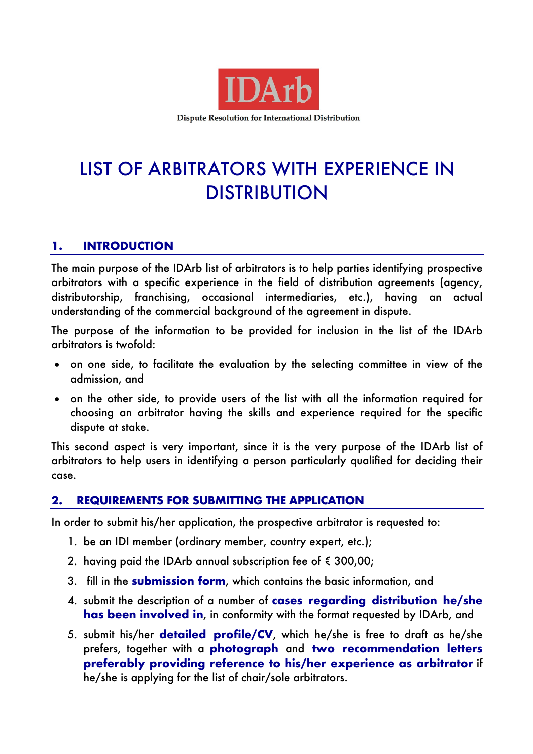IDArb

Dispute Resolution for International Distribution

# LIST OF ARBITRATORS WITH EXPERIENCE IN DISTRIBUTION

## 1. INTRODUCTION

The main purpose of the IDArb list of arbitrators is to help parties identifying prospective arbitrators with a specific experience in the field of distribution agreements (agency, distributorship, franchising, occasional intermediaries, etc.), having an actual understanding of the commercial background of the agreement in dispute.

The purpose of the information to be provided for inclusion in the list of the IDArb arbitrators is twofold:

- on one side, to facilitate the evaluation by the selecting committee in view of the admission, and
- on the other side, to provide users of the list with all the information required for choosing an arbitrator having the skills and experience required for the specific dispute at stake.

This second aspect is very important, since it is the very purpose of the IDArb list of arbitrators to help users in identifying a person particularly qualified for deciding their case.

## 2. REQUIREMENTS FOR SUBMITTING THE APPLICATION

In order to submit his/her application, the prospective arbitrator is requested to:

1. be an IDI member (ordinary member, country expert, etc.);
2. having paid the IDArb annual subscription fee of € 300,00;
3. fill in the **submission form**, which contains the basic information, and
4. submit the description of a number of **cases regarding distribution he/she has been involved in**, in conformity with the format requested by IDArb, and
5. submit his/her **detailed profile/CV**, which he/she is free to draft as he/she prefers, together with a **photograph** and **two recommendation letters preferably providing reference to his/her experience as arbitrator** if he/she is applying for the list of chair/sole arbitrators.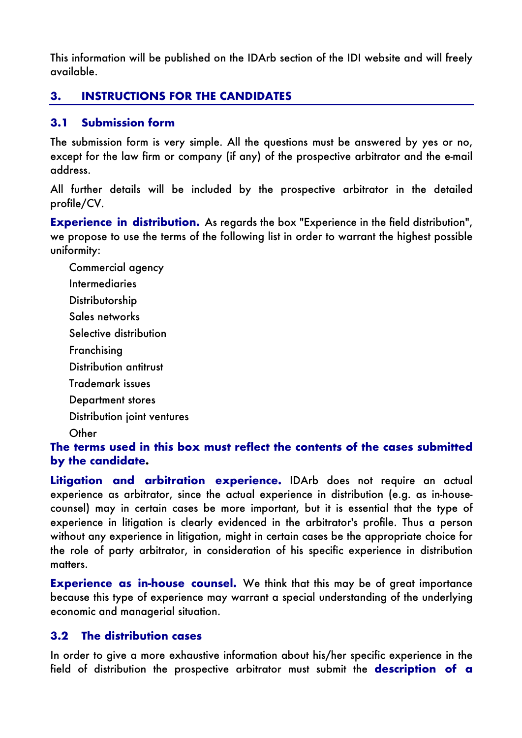This information will be published on the IDArb section of the IDI website and will freely available.

## 3. INSTRUCTIONS FOR THE CANDIDATES

### 3.1 Submission form

The submission form is very simple. All the questions must be answered by yes or no, except for the law firm or company (if any) of the prospective arbitrator and the e-mail address.

All further details will be included by the prospective arbitrator in the detailed profile/CV.

**Experience in distribution.** As regards the box "Experience in the field distribution", we propose to use the terms of the following list in order to warrant the highest possible uniformity:

- Commercial agency
- Intermediaries
- Distributorship
- Sales networks
- Selective distribution
- Franchising
- Distribution antitrust
- Trademark issues
- Department stores
- Distribution joint ventures
- Other

**The terms used in this box must reflect the contents of the cases submitted by the candidate.**

**Litigation and arbitration experience.** IDArb does not require an actual experience as arbitrator, since the actual experience in distribution (e.g. as in-house-counsel) may in certain cases be more important, but it is essential that the type of experience in litigation is clearly evidenced in the arbitrator's profile. Thus a person without any experience in litigation, might in certain cases be the appropriate choice for the role of party arbitrator, in consideration of his specific experience in distribution matters.

**Experience as in-house counsel.** We think that this may be of great importance because this type of experience may warrant a special understanding of the underlying economic and managerial situation.

### 3.2 The distribution cases

In order to give a more exhaustive information about his/her specific experience in the field of distribution the prospective arbitrator must submit the **description of a**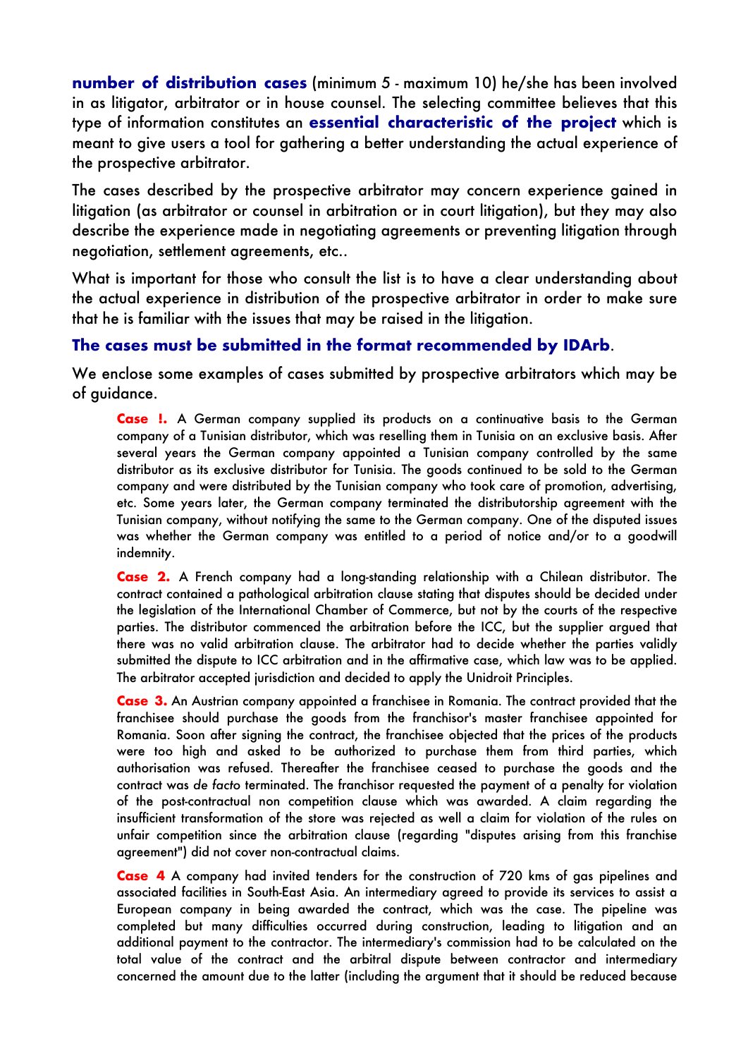**number of distribution cases** (minimum 5 - maximum 10) he/she has been involved in as litigator, arbitrator or in house counsel. The selecting committee believes that this type of information constitutes an **essential characteristic of the project** which is meant to give users a tool for gathering a better understanding the actual experience of the prospective arbitrator.

The cases described by the prospective arbitrator may concern experience gained in litigation (as arbitrator or counsel in arbitration or in court litigation), but they may also describe the experience made in negotiating agreements or preventing litigation through negotiation, settlement agreements, etc..

What is important for those who consult the list is to have a clear understanding about the actual experience in distribution of the prospective arbitrator in order to make sure that he is familiar with the issues that may be raised in the litigation.

**The cases must be submitted in the format recommended by IDArb**.

We enclose some examples of cases submitted by prospective arbitrators which may be of guidance.

> **Case !.** A German company supplied its products on a continuative basis to the German company of a Tunisian distributor, which was reselling them in Tunisia on an exclusive basis. After several years the German company appointed a Tunisian company controlled by the same distributor as its exclusive distributor for Tunisia. The goods continued to be sold to the German company and were distributed by the Tunisian company who took care of promotion, advertising, etc. Some years later, the German company terminated the distributorship agreement with the Tunisian company, without notifying the same to the German company. One of the disputed issues was whether the German company was entitled to a period of notice and/or to a goodwill indemnity.
>
> **Case 2.** A French company had a long-standing relationship with a Chilean distributor. The contract contained a pathological arbitration clause stating that disputes should be decided under the legislation of the International Chamber of Commerce, but not by the courts of the respective parties. The distributor commenced the arbitration before the ICC, but the supplier argued that there was no valid arbitration clause. The arbitrator had to decide whether the parties validly submitted the dispute to ICC arbitration and in the affirmative case, which law was to be applied. The arbitrator accepted jurisdiction and decided to apply the Unidroit Principles.
>
> **Case 3.** An Austrian company appointed a franchisee in Romania. The contract provided that the franchisee should purchase the goods from the franchisor's master franchisee appointed for Romania. Soon after signing the contract, the franchisee objected that the prices of the products were too high and asked to be authorized to purchase them from third parties, which authorisation was refused. Thereafter the franchisee ceased to purchase the goods and the contract was *de facto* terminated. The franchisor requested the payment of a penalty for violation of the post-contractual non competition clause which was awarded. A claim regarding the insufficient transformation of the store was rejected as well a claim for violation of the rules on unfair competition since the arbitration clause (regarding "disputes arising from this franchise agreement") did not cover non-contractual claims.
>
> **Case 4** A company had invited tenders for the construction of 720 kms of gas pipelines and associated facilities in South-East Asia. An intermediary agreed to provide its services to assist a European company in being awarded the contract, which was the case. The pipeline was completed but many difficulties occurred during construction, leading to litigation and an additional payment to the contractor. The intermediary's commission had to be calculated on the total value of the contract and the arbitral dispute between contractor and intermediary concerned the amount due to the latter (including the argument that it should be reduced because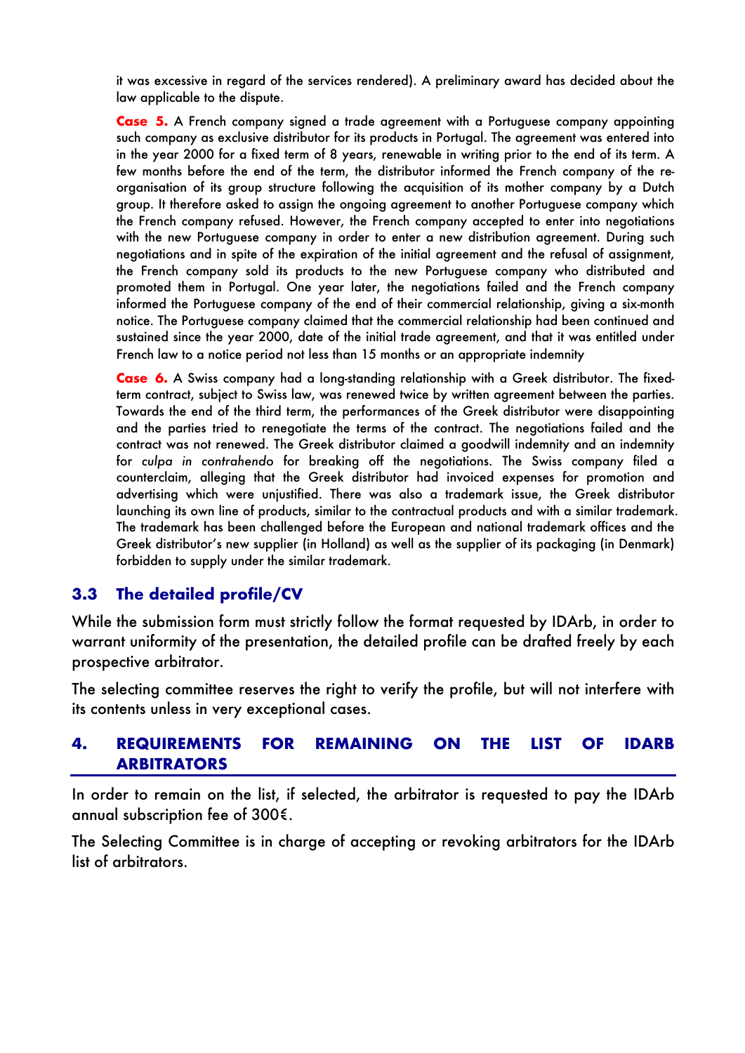it was excessive in regard of the services rendered). A preliminary award has decided about the law applicable to the dispute.

**Case 5.** A French company signed a trade agreement with a Portuguese company appointing such company as exclusive distributor for its products in Portugal. The agreement was entered into in the year 2000 for a fixed term of 8 years, renewable in writing prior to the end of its term. A few months before the end of the term, the distributor informed the French company of the re-organisation of its group structure following the acquisition of its mother company by a Dutch group. It therefore asked to assign the ongoing agreement to another Portuguese company which the French company refused. However, the French company accepted to enter into negotiations with the new Portuguese company in order to enter a new distribution agreement. During such negotiations and in spite of the expiration of the initial agreement and the refusal of assignment, the French company sold its products to the new Portuguese company who distributed and promoted them in Portugal. One year later, the negotiations failed and the French company informed the Portuguese company of the end of their commercial relationship, giving a six-month notice. The Portuguese company claimed that the commercial relationship had been continued and sustained since the year 2000, date of the initial trade agreement, and that it was entitled under French law to a notice period not less than 15 months or an appropriate indemnity

**Case 6.** A Swiss company had a long-standing relationship with a Greek distributor. The fixed-term contract, subject to Swiss law, was renewed twice by written agreement between the parties. Towards the end of the third term, the performances of the Greek distributor were disappointing and the parties tried to renegotiate the terms of the contract. The negotiations failed and the contract was not renewed. The Greek distributor claimed a goodwill indemnity and an indemnity for *culpa in contrahendo* for breaking off the negotiations. The Swiss company filed a counterclaim, alleging that the Greek distributor had invoiced expenses for promotion and advertising which were unjustified. There was also a trademark issue, the Greek distributor launching its own line of products, similar to the contractual products and with a similar trademark. The trademark has been challenged before the European and national trademark offices and the Greek distributor's new supplier (in Holland) as well as the supplier of its packaging (in Denmark) forbidden to supply under the similar trademark.

### 3.3 The detailed profile/CV

While the submission form must strictly follow the format requested by IDArb, in order to warrant uniformity of the presentation, the detailed profile can be drafted freely by each prospective arbitrator.

The selecting committee reserves the right to verify the profile, but will not interfere with its contents unless in very exceptional cases.

## 4. REQUIREMENTS FOR REMAINING ON THE LIST OF IDARB ARBITRATORS

In order to remain on the list, if selected, the arbitrator is requested to pay the IDArb annual subscription fee of 300€.

The Selecting Committee is in charge of accepting or revoking arbitrators for the IDArb list of arbitrators.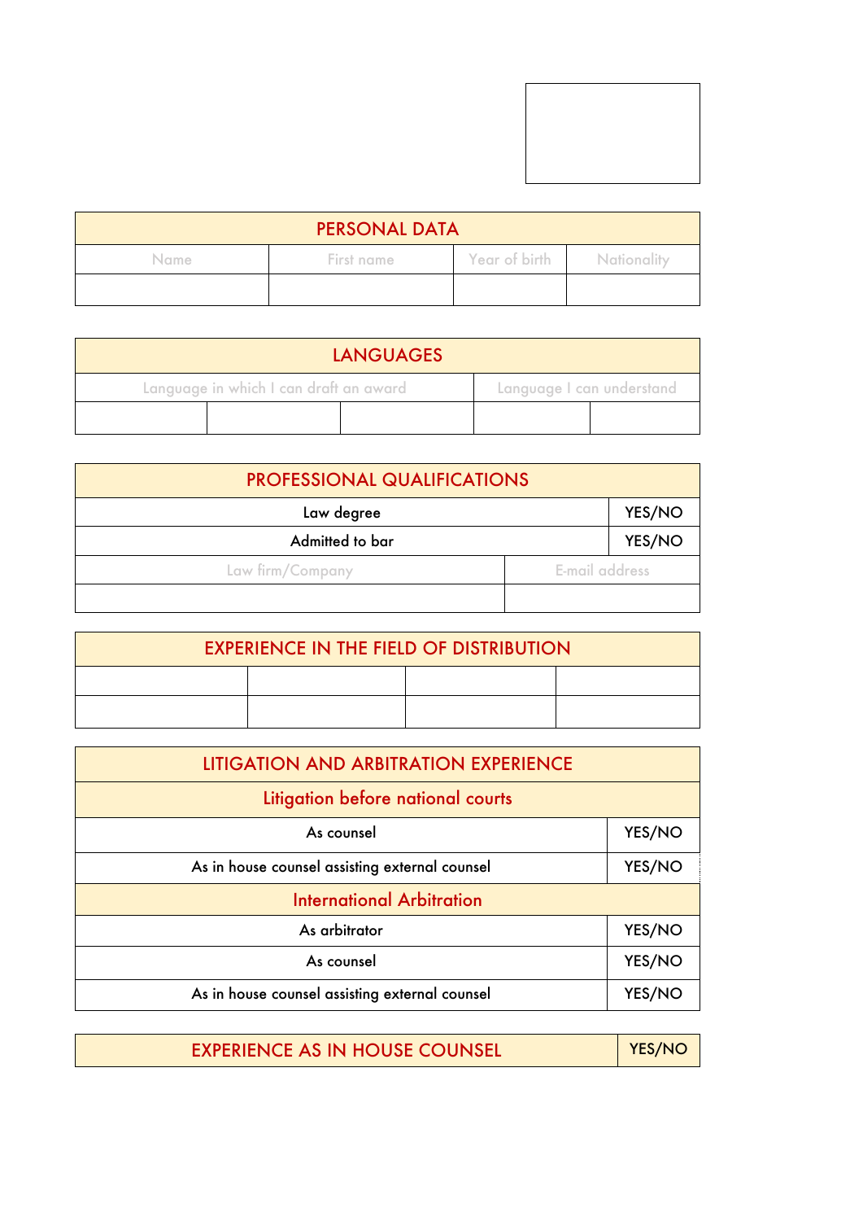| PERSONAL DATA | | | |
|---|---|---|---|
| Name | First name | Year of birth | Nationality |
| | | | |

| LANGUAGES | | | | |
|---|---|---|---|---|
| Language in which I can draft an award | | | Language I can understand | |
| | | | | |

| PROFESSIONAL QUALIFICATIONS | |
|---|---|
| Law degree | YES/NO |
| Admitted to bar | YES/NO |
| Law firm/Company | E-mail address |
| | |

| EXPERIENCE IN THE FIELD OF DISTRIBUTION | | | |
|---|---|---|---|
| | | | |
| | | | |

| LITIGATION AND ARBITRATION EXPERIENCE | |
|---|---|
| Litigation before national courts | |
| As counsel | YES/NO |
| As in house counsel assisting external counsel | YES/NO |
| International Arbitration | |
| As arbitrator | YES/NO |
| As counsel | YES/NO |
| As in house counsel assisting external counsel | YES/NO |

| EXPERIENCE AS IN HOUSE COUNSEL | YES/NO |
|---|---|